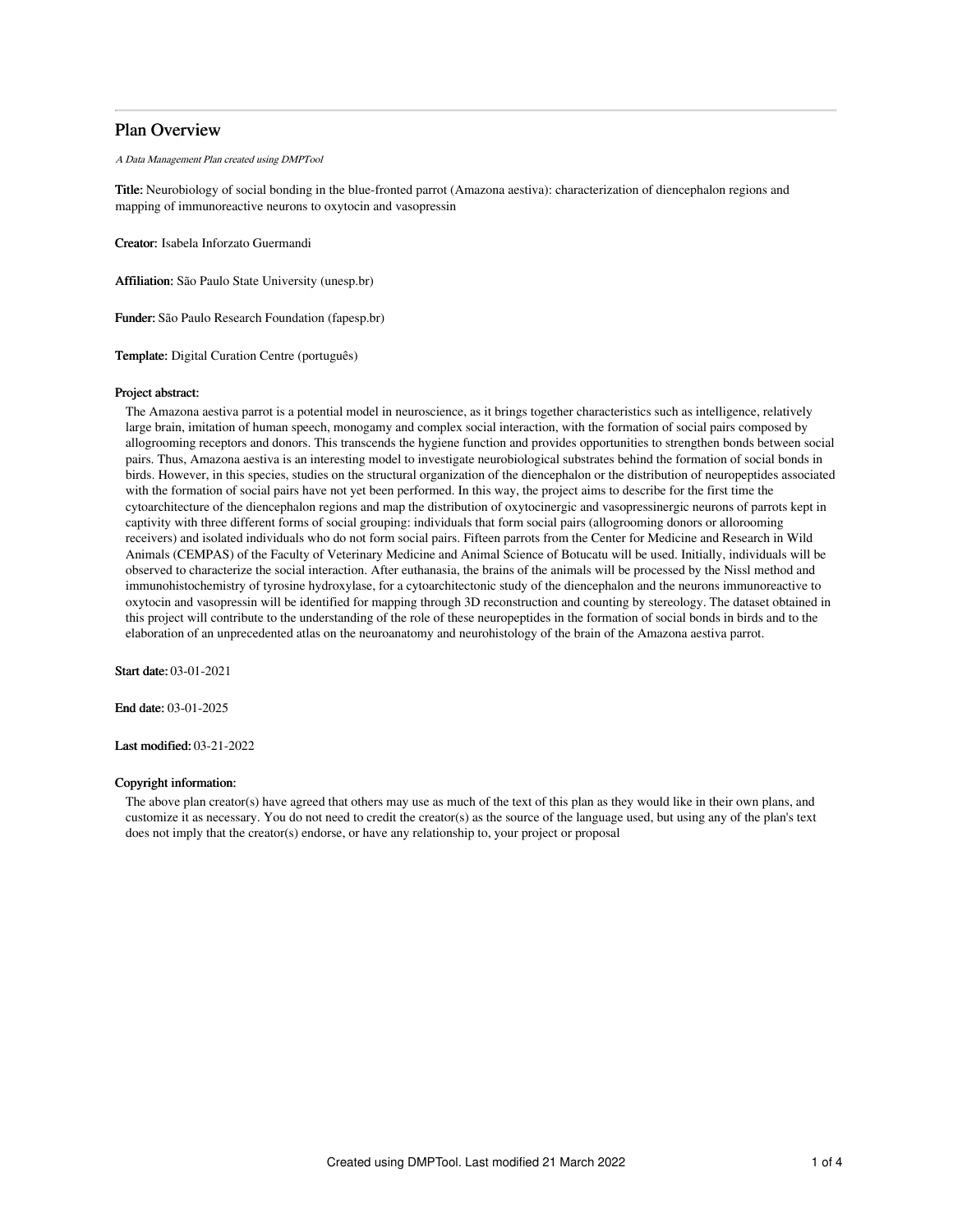# Plan Overview

*A Data Management Plan created using DMPTool*

**Title:** Neurobiology of social bonding in the blue-fronted parrot (Amazona aestiva): characterization of diencephalon regions and mapping of immunoreactive neurons to oxytocin and vasopressin

**Creator:** Isabela Inforzato Guermandi

**Affiliation:** São Paulo State University (unesp.br)

**Funder:** São Paulo Research Foundation (fapesp.br)

**Template:** Digital Curation Centre (português)

**Project abstract:**

The Amazona aestiva parrot is a potential model in neuroscience, as it brings together characteristics such as intelligence, relatively large brain, imitation of human speech, monogamy and complex social interaction, with the formation of social pairs composed by allogrooming receptors and donors. This transcends the hygiene function and provides opportunities to strengthen bonds between social pairs. Thus, Amazona aestiva is an interesting model to investigate neurobiological substrates behind the formation of social bonds in birds. However, in this species, studies on the structural organization of the diencephalon or the distribution of neuropeptides associated with the formation of social pairs have not yet been performed. In this way, the project aims to describe for the first time the cytoarchitecture of the diencephalon regions and map the distribution of oxytocinergic and vasopressinergic neurons of parrots kept in captivity with three different forms of social grouping: individuals that form social pairs (allogrooming donors or allorooming receivers) and isolated individuals who do not form social pairs. Fifteen parrots from the Center for Medicine and Research in Wild Animals (CEMPAS) of the Faculty of Veterinary Medicine and Animal Science of Botucatu will be used. Initially, individuals will be observed to characterize the social interaction. After euthanasia, the brains of the animals will be processed by the Nissl method and immunohistochemistry of tyrosine hydroxylase, for a cytoarchitectonic study of the diencephalon and the neurons immunoreactive to oxytocin and vasopressin will be identified for mapping through 3D reconstruction and counting by stereology. The dataset obtained in this project will contribute to the understanding of the role of these neuropeptides in the formation of social bonds in birds and to the elaboration of an unprecedented atlas on the neuroanatomy and neurohistology of the brain of the Amazona aestiva parrot.

**Start date:** 03-01-2021

**End date:** 03-01-2025

**Last modified:** 03-21-2022

**Copyright information:**

The above plan creator(s) have agreed that others may use as much of the text of this plan as they would like in their own plans, and customize it as necessary. You do not need to credit the creator(s) as the source of the language used, but using any of the plan's text does not imply that the creator(s) endorse, or have any relationship to, your project or proposal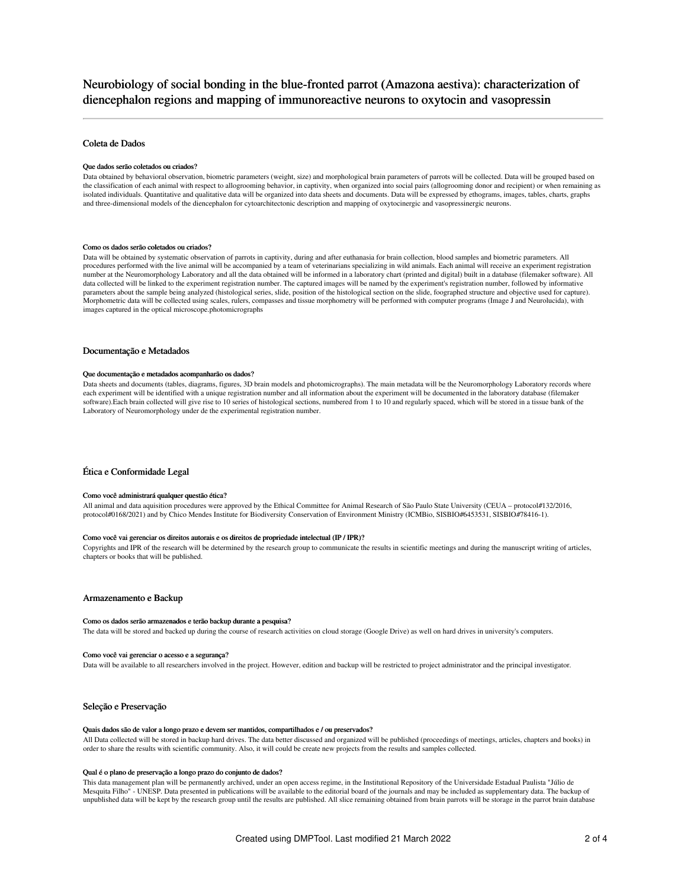# Neurobiology of social bonding in the blue-fronted parrot (Amazona aestiva): characterization of diencephalon regions and mapping of immunoreactive neurons to oxytocin and vasopressin

## Coleta de Dados

#### Que dados serão coletados ou criados?

Data obtained by behavioral observation, biometric parameters (weight, size) and morphological brain parameters of parrots will be collected. Data will be grouped based on the classification of each animal with respect to allogrooming behavior, in captivity, when organized into social pairs (allogrooming donor and recipient) or when remaining as isolated individuals. Quantitative and qualitative data will be organized into data sheets and documents. Data will be expressed by ethograms, images, tables, charts, graphs and three-dimensional models of the diencephalon for cytoarchitectonic description and mapping of oxytocinergic and vasopressinergic neurons.

#### Como os dados serão coletados ou criados?

Data will be obtained by systematic observation of parrots in captivity, during and after euthanasia for brain collection, blood samples and biometric parameters. All procedures performed with the live animal will be accompanied by a team of veterinarians specializing in wild animals. Each animal will receive an experiment registration number at the Neuromorphology Laboratory and all the data obtained will be informed in a laboratory chart (printed and digital) built in a database (filemaker software). All data collected will be linked to the experiment registration number. The captured images will be named by the experiment's registration number, followed by informative parameters about the sample being analyzed (histological series, slide, position of the histological section on the slide, foographed structure and objective used for capture). Morphometric data will be collected using scales, rulers, compasses and tissue morphometry will be performed with computer programs (Image J and Neurolucida), with images captured in the optical microscope.photomicrographs

## Documentação e Metadados

#### Que documentação e metadados acompanharão os dados?

Data sheets and documents (tables, diagrams, figures, 3D brain models and photomicrographs). The main metadata will be the Neuromorphology Laboratory records where each experiment will be identified with a unique registration number and all information about the experiment will be documented in the laboratory database (filemaker software).Each brain collected will give rise to 10 series of histological sections, numbered from 1 to 10 and regularly spaced, which will be stored in a tissue bank of the Laboratory of Neuromorphology under de the experimental registration number.

## Ética e Conformidade Legal

#### Como você administrará qualquer questão ética?

All animal and data aquisition procedures were approved by the Ethical Committee for Animal Research of São Paulo State University (CEUA – protocol#132/2016, protocol#0168/2021) and by Chico Mendes Institute for Biodiversity Conservation of Environment Ministry (ICMBio, SISBIO#6453531, SISBIO#78416-1).

#### Como você vai gerenciar os direitos autorais e os direitos de propriedade intelectual (IP / IPR)?

Copyrights and IPR of the research will be determined by the research group to communicate the results in scientific meetings and during the manuscript writing of articles, chapters or books that will be published.

## Armazenamento e Backup

#### Como os dados serão armazenados e terão backup durante a pesquisa?

The data will be stored and backed up during the course of research activities on cloud storage (Google Drive) as well on hard drives in university's computers.

#### Como você vai gerenciar o acesso e a segurança?

Data will be available to all researchers involved in the project. However, edition and backup will be restricted to project administrator and the principal investigator.

## Seleção e Preservação

#### Quais dados são de valor a longo prazo e devem ser mantidos, compartilhados e / ou preservados?

All Data collected will be stored in backup hard drives. The data better discussed and organized will be published (proceedings of meetings, articles, chapters and books) in order to share the results with scientific community. Also, it will could be create new projects from the results and samples collected.

#### Qual é o plano de preservação a longo prazo do conjunto de dados?

This data management plan will be permanently archived, under an open access regime, in the Institutional Repository of the Universidade Estadual Paulista "Júlio de Mesquita Filho" - UNESP. Data presented in publications will be available to the editorial board of the journals and may be included as supplementary data. The backup of unpublished data will be kept by the research group until the results are published. All slice remaining obtained from brain parrots will be storage in the parrot brain database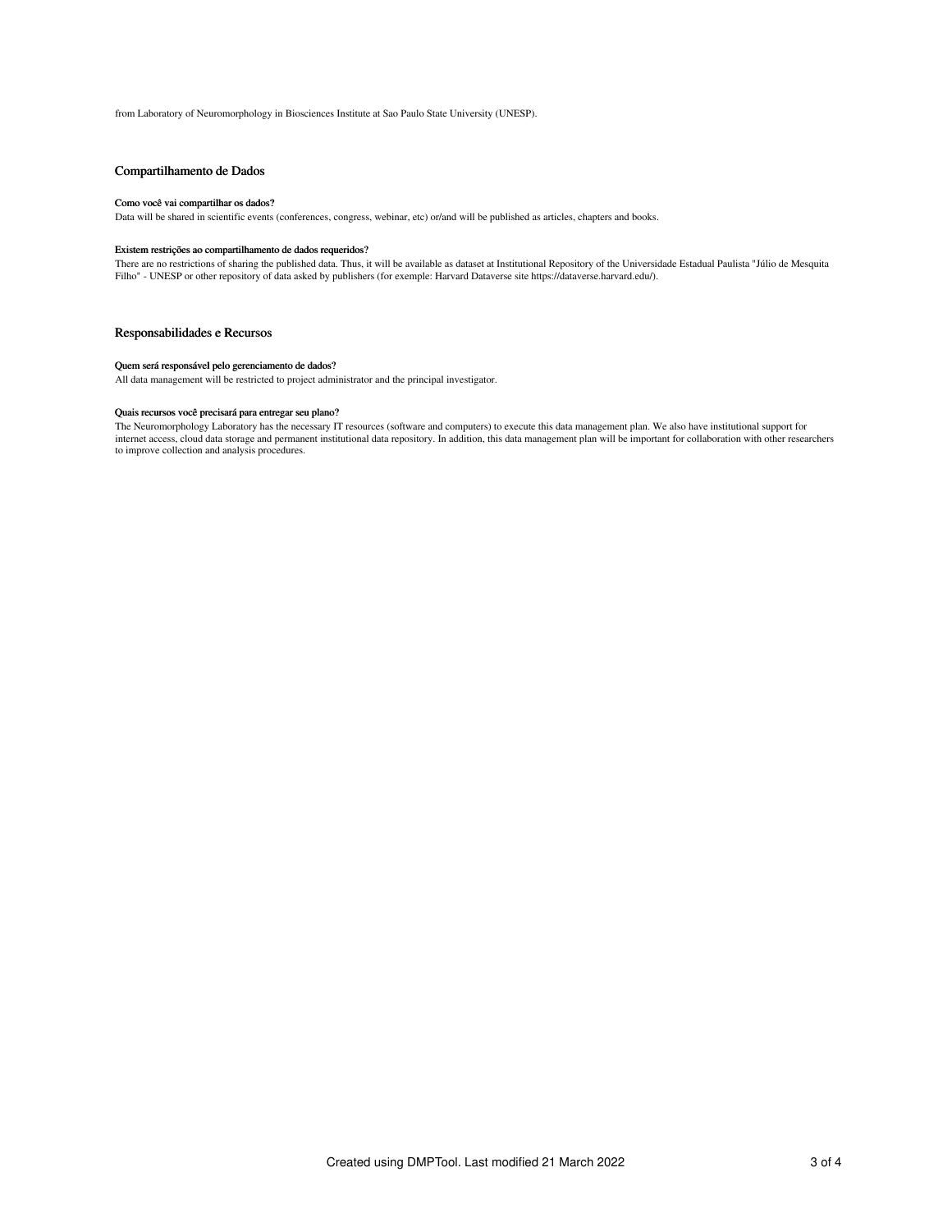from Laboratory of Neuromorphology in Biosciences Institute at Sao Paulo State University (UNESP).

## Compartilhamento de Dados

**Como você vai compartilhar os dados?**

Data will be shared in scientific events (conferences, congress, webinar, etc) or/and will be published as articles, chapters and books.

**Existem restrições ao compartilhamento de dados requeridos?**

There are no restrictions of sharing the published data. Thus, it will be available as dataset at Institutional Repository of the Universidade Estadual Paulista "Júlio de Mesquita Filho" - UNESP or other repository of data asked by publishers (for exemple: Harvard Dataverse site https://dataverse.harvard.edu/).

## Responsabilidades e Recursos

**Quem será responsável pelo gerenciamento de dados?**

All data management will be restricted to project administrator and the principal investigator.

**Quais recursos você precisará para entregar seu plano?**

The Neuromorphology Laboratory has the necessary IT resources (software and computers) to execute this data management plan. We also have institutional support for internet access, cloud data storage and permanent institutional data repository. In addition, this data management plan will be important for collaboration with other researchers to improve collection and analysis procedures.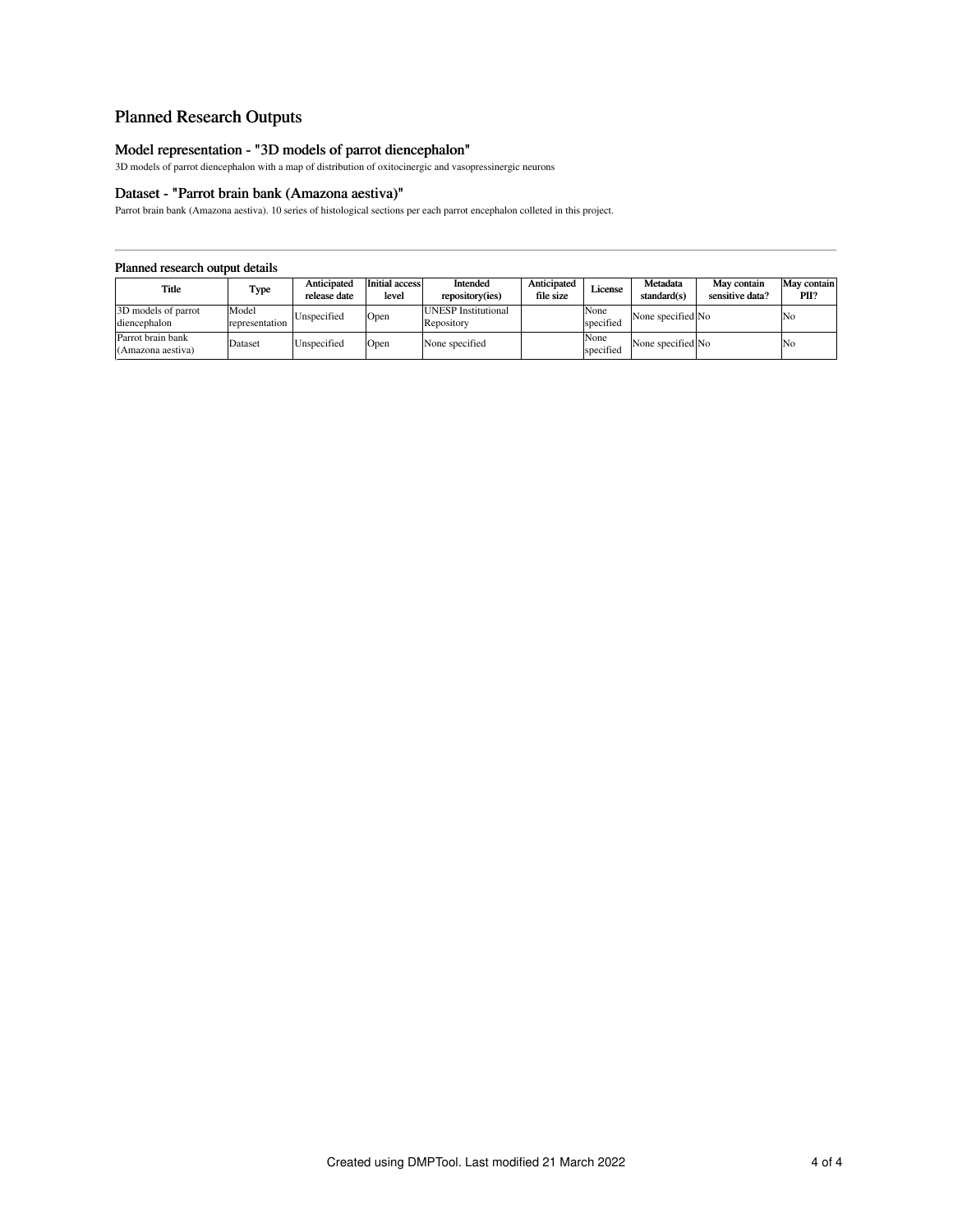# Planned Research Outputs

## Model representation - "3D models of parrot diencephalon"

3D models of parrot diencephalon with a map of distribution of oxitocinergic and vasopressinergic neurons

## Dataset - "Parrot brain bank (Amazona aestiva)"

Parrot brain bank (Amazona aestiva). 10 series of histological sections per each parrot encephalon colleted in this project.

---

### Planned research output details

| Title | Type | Anticipated release date | Initial access level | Intended repository(ies) | Anticipated file size | License | Metadata standard(s) | May contain sensitive data? | May contain PII? |
|---|---|---|---|---|---|---|---|---|---|
| 3D models of parrot diencephalon | Model representation | Unspecified | Open | UNESP Institutional Repository | | None specified | None specified | No | No |
| Parrot brain bank (Amazona aestiva) | Dataset | Unspecified | Open | None specified | | None specified | None specified | No | No |

Created using DMPTool. Last modified 21 March 2022